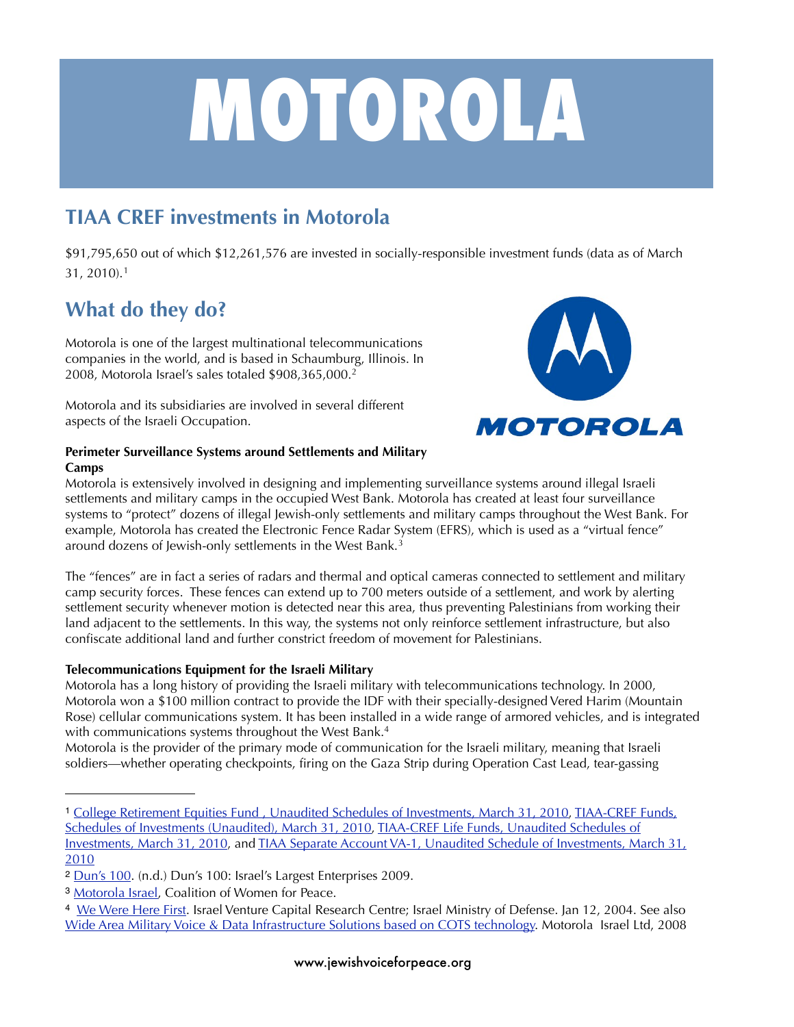# MOTOROLA

## TIAA CREF investments in Motorola

$91,795,650 out of which $12,261,576 are invested in socially-responsible investment funds (data as of March 31, 2010).[1]

## What do they do?

Motorola is one of the largest multinational telecommunications companies in the world, and is based in Schaumburg, Illinois. In 2008, Motorola Israel's sales totaled $908,365,000.[2]

Motorola and its subsidiaries are involved in several different aspects of the Israeli Occupation.

**Perimeter Surveillance Systems around Settlements and Military Camps**

Motorola is extensively involved in designing and implementing surveillance systems around illegal Israeli settlements and military camps in the occupied West Bank. Motorola has created at least four surveillance systems to "protect" dozens of illegal Jewish-only settlements and military camps throughout the West Bank. For example, Motorola has created the Electronic Fence Radar System (EFRS), which is used as a "virtual fence" around dozens of Jewish-only settlements in the West Bank.[3]

The "fences" are in fact a series of radars and thermal and optical cameras connected to settlement and military camp security forces. These fences can extend up to 700 meters outside of a settlement, and work by alerting settlement security whenever motion is detected near this area, thus preventing Palestinians from working their land adjacent to the settlements. In this way, the systems not only reinforce settlement infrastructure, but also confiscate additional land and further constrict freedom of movement for Palestinians.

**Telecommunications Equipment for the Israeli Military**

Motorola has a long history of providing the Israeli military with telecommunications technology. In 2000, Motorola won a $100 million contract to provide the IDF with their specially-designed Vered Harim (Mountain Rose) cellular communications system. It has been installed in a wide range of armored vehicles, and is integrated with communications systems throughout the West Bank.[4]

Motorola is the provider of the primary mode of communication for the Israeli military, meaning that Israeli soldiers—whether operating checkpoints, firing on the Gaza Strip during Operation Cast Lead, tear-gassing

---

[1] College Retirement Equities Fund , Unaudited Schedules of Investments, March 31, 2010, TIAA-CREF Funds, Schedules of Investments (Unaudited), March 31, 2010, TIAA-CREF Life Funds, Unaudited Schedules of Investments, March 31, 2010, and TIAA Separate Account VA-1, Unaudited Schedule of Investments, March 31, 2010

[2] Dun's 100. (n.d.) Dun's 100: Israel's Largest Enterprises 2009.

[3] Motorola Israel, Coalition of Women for Peace.

[4] We Were Here First. Israel Venture Capital Research Centre; Israel Ministry of Defense. Jan 12, 2004. See also Wide Area Military Voice & Data Infrastructure Solutions based on COTS technology. Motorola Israel Ltd, 2008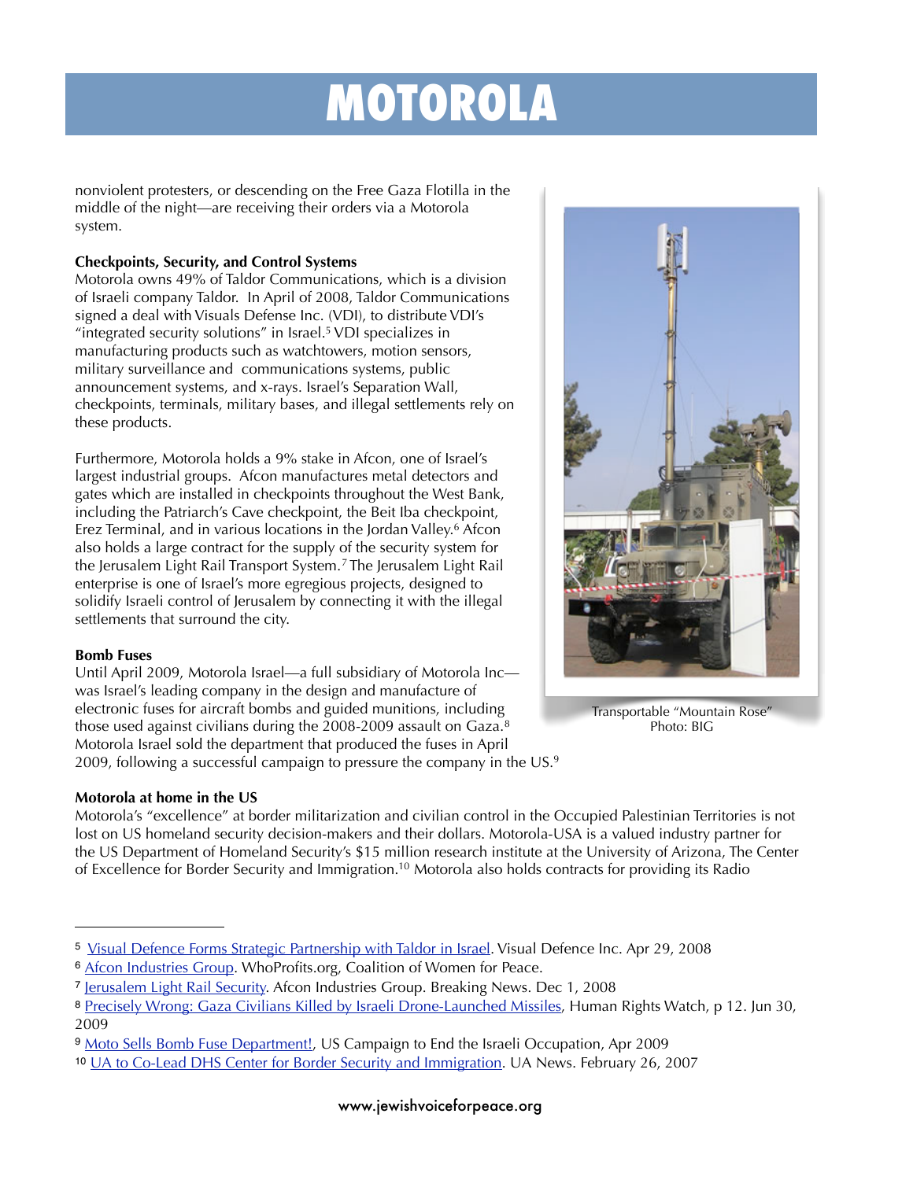# MOTOROLA

nonviolent protesters, or descending on the Free Gaza Flotilla in the middle of the night—are receiving their orders via a Motorola system.

**Checkpoints, Security, and Control Systems**

Motorola owns 49% of Taldor Communications, which is a division of Israeli company Taldor. In April of 2008, Taldor Communications signed a deal with Visuals Defense Inc. (VDI), to distribute VDI's "integrated security solutions" in Israel.[5] VDI specializes in manufacturing products such as watchtowers, motion sensors, military surveillance and communications systems, public announcement systems, and x-rays. Israel's Separation Wall, checkpoints, terminals, military bases, and illegal settlements rely on these products.

Furthermore, Motorola holds a 9% stake in Afcon, one of Israel's largest industrial groups. Afcon manufactures metal detectors and gates which are installed in checkpoints throughout the West Bank, including the Patriarch's Cave checkpoint, the Beit Iba checkpoint, Erez Terminal, and in various locations in the Jordan Valley.[6] Afcon also holds a large contract for the supply of the security system for the Jerusalem Light Rail Transport System.[7] The Jerusalem Light Rail enterprise is one of Israel's more egregious projects, designed to solidify Israeli control of Jerusalem by connecting it with the illegal settlements that surround the city.

Transportable "Mountain Rose"
Photo: BIG

**Bomb Fuses**

Until April 2009, Motorola Israel—a full subsidiary of Motorola Inc—was Israel's leading company in the design and manufacture of electronic fuses for aircraft bombs and guided munitions, including those used against civilians during the 2008-2009 assault on Gaza.[8] Motorola Israel sold the department that produced the fuses in April 2009, following a successful campaign to pressure the company in the US.[9]

**Motorola at home in the US**

Motorola's "excellence" at border militarization and civilian control in the Occupied Palestinian Territories is not lost on US homeland security decision-makers and their dollars. Motorola-USA is a valued industry partner for the US Department of Homeland Security's $15 million research institute at the University of Arizona, The Center of Excellence for Border Security and Immigration.[10] Motorola also holds contracts for providing its Radio

---

[5] Visual Defence Forms Strategic Partnership with Taldor in Israel. Visual Defence Inc. Apr 29, 2008

[6] Afcon Industries Group. WhoProfits.org, Coalition of Women for Peace.

[7] Jerusalem Light Rail Security. Afcon Industries Group. Breaking News. Dec 1, 2008

[8] Precisely Wrong: Gaza Civilians Killed by Israeli Drone-Launched Missiles, Human Rights Watch, p 12. Jun 30, 2009

[9] Moto Sells Bomb Fuse Department!, US Campaign to End the Israeli Occupation, Apr 2009

[10] UA to Co-Lead DHS Center for Border Security and Immigration. UA News. February 26, 2007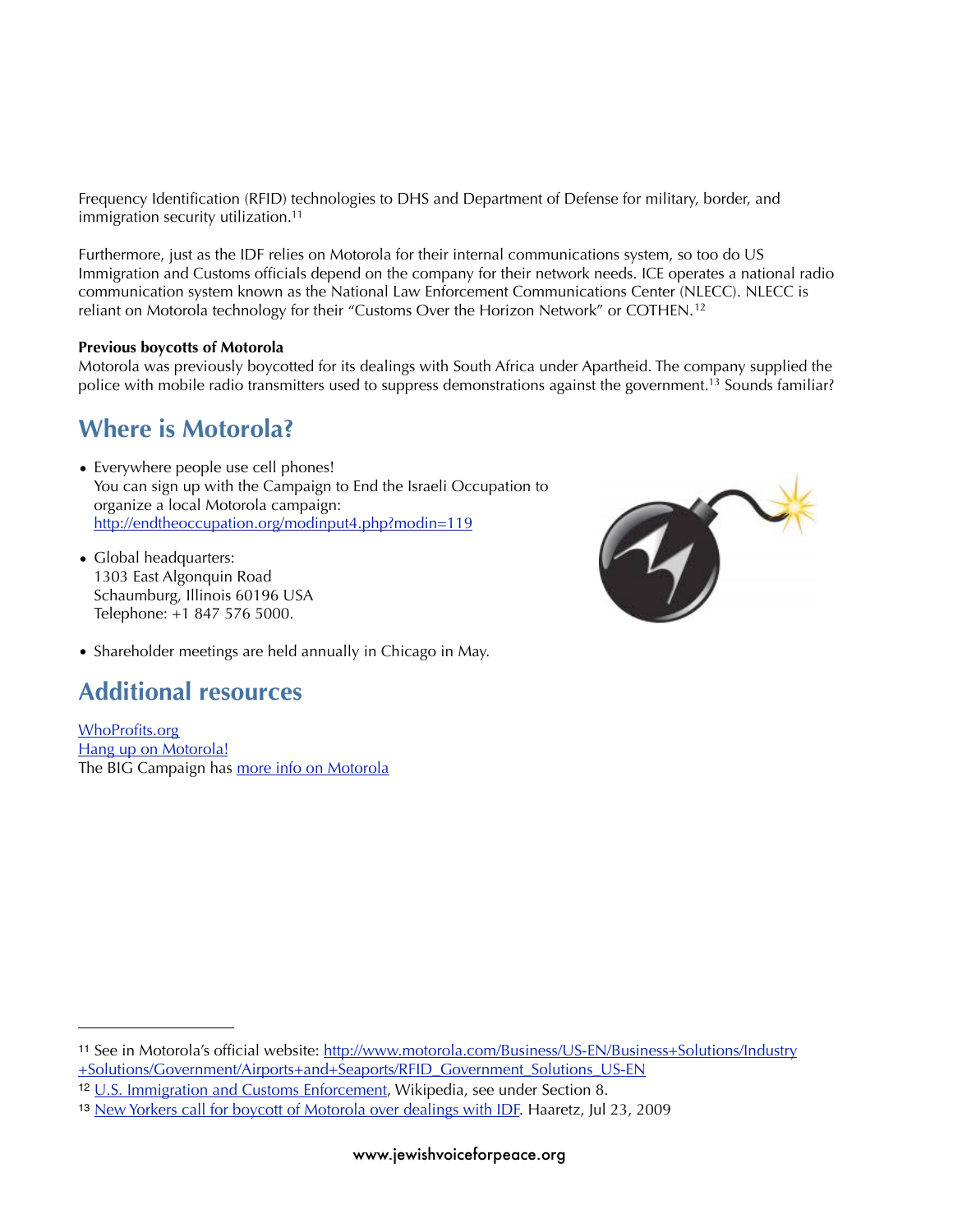Frequency Identification (RFID) technologies to DHS and Department of Defense for military, border, and immigration security utilization.[11]

Furthermore, just as the IDF relies on Motorola for their internal communications system, so too do US Immigration and Customs officials depend on the company for their network needs. ICE operates a national radio communication system known as the National Law Enforcement Communications Center (NLECC). NLECC is reliant on Motorola technology for their "Customs Over the Horizon Network" or COTHEN.[12]

**Previous boycotts of Motorola**

Motorola was previously boycotted for its dealings with South Africa under Apartheid. The company supplied the police with mobile radio transmitters used to suppress demonstrations against the government.[13] Sounds familiar?

## Where is Motorola?

- Everywhere people use cell phones!
  You can sign up with the Campaign to End the Israeli Occupation to organize a local Motorola campaign:
  http://endtheoccupation.org/modinput4.php?modin=119
- Global headquarters:
  1303 East Algonquin Road
  Schaumburg, Illinois 60196 USA
  Telephone: +1 847 576 5000.
- Shareholder meetings are held annually in Chicago in May.

## Additional resources

WhoProfits.org
Hang up on Motorola!
The BIG Campaign has more info on Motorola

---

[11] See in Motorola's official website: http://www.motorola.com/Business/US-EN/Business+Solutions/Industry+Solutions/Government/Airports+and+Seaports/RFID_Government_Solutions_US-EN

[12] U.S. Immigration and Customs Enforcement, Wikipedia, see under Section 8.

[13] New Yorkers call for boycott of Motorola over dealings with IDF. Haaretz, Jul 23, 2009